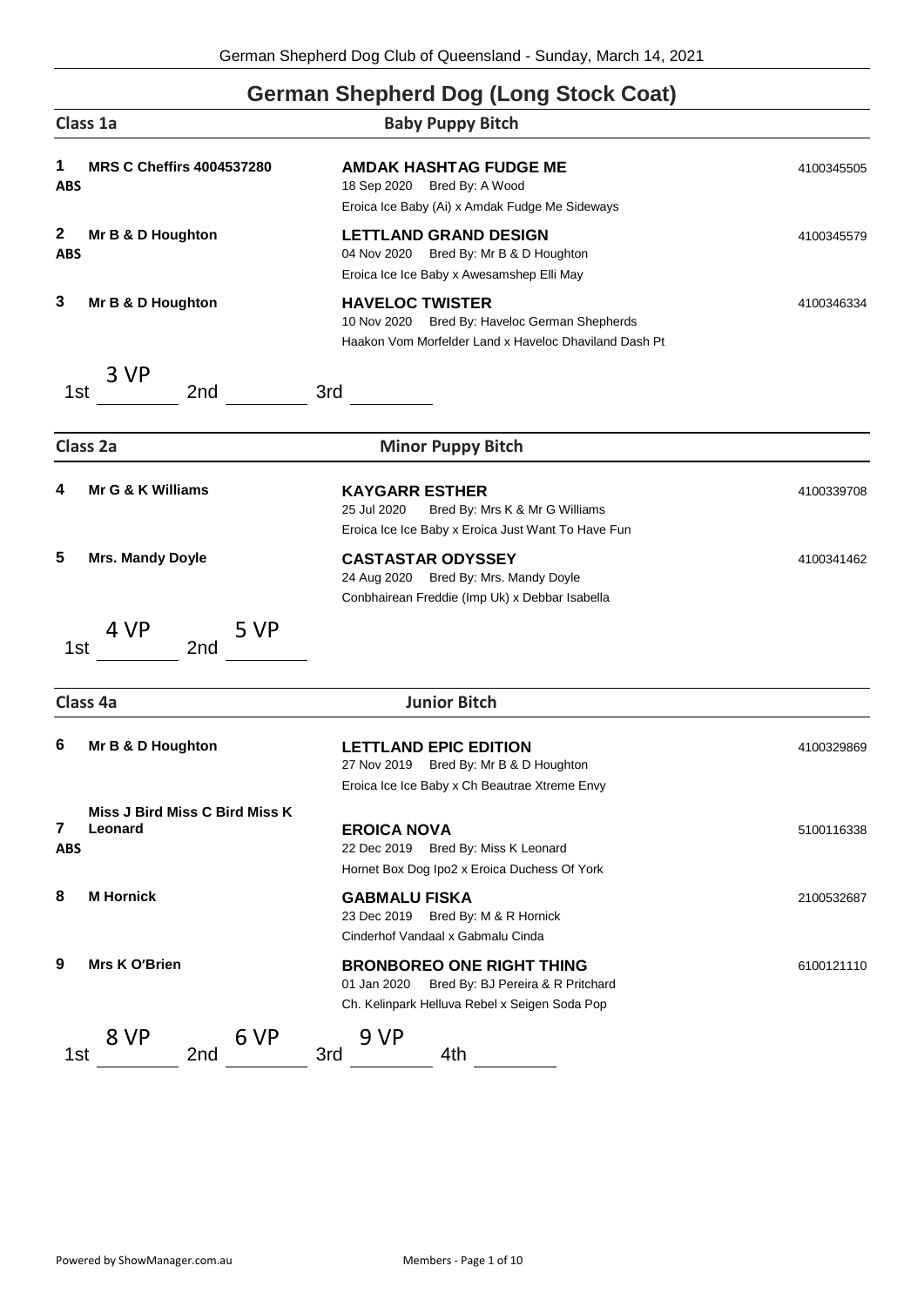## German Shepherd Dog (Long Stock Coat)

### Class 1a — Baby Puppy Bitch

**1** **ABS** **MRS C Cheffirs 4004537280**
**AMDAK HASHTAG FUDGE ME** — 4100345505
18 Sep 2020 Bred By: A Wood
Eroica Ice Baby (Ai) x Amdak Fudge Me Sideways

**2** **ABS** **Mr B & D Houghton**
**LETTLAND GRAND DESIGN** — 4100345579
04 Nov 2020 Bred By: Mr B & D Houghton
Eroica Ice Ice Baby x Awesamshep Elli May

**3** **Mr B & D Houghton**
**HAVELOC TWISTER** — 4100346334
10 Nov 2020 Bred By: Haveloc German Shepherds
Haakon Vom Morfelder Land x Haveloc Dhaviland Dash Pt

1st 3 VP 2nd ______ 3rd ______

### Class 2a — Minor Puppy Bitch

**4** **Mr G & K Williams**
**KAYGARR ESTHER** — 4100339708
25 Jul 2020 Bred By: Mrs K & Mr G Williams
Eroica Ice Ice Baby x Eroica Just Want To Have Fun

**5** **Mrs. Mandy Doyle**
**CASTASTAR ODYSSEY** — 4100341462
24 Aug 2020 Bred By: Mrs. Mandy Doyle
Conbhairean Freddie (Imp Uk) x Debbar Isabella

1st 4 VP 2nd 5 VP

### Class 4a — Junior Bitch

**6** **Mr B & D Houghton**
**LETTLAND EPIC EDITION** — 4100329869
27 Nov 2019 Bred By: Mr B & D Houghton
Eroica Ice Ice Baby x Ch Beautrae Xtreme Envy

**7** **ABS** **Miss J Bird Miss C Bird Miss K Leonard**
**EROICA NOVA** — 5100116338
22 Dec 2019 Bred By: Miss K Leonard
Hornet Box Dog Ipo2 x Eroica Duchess Of York

**8** **M Hornick**
**GABMALU FISKA** — 2100532687
23 Dec 2019 Bred By: M & R Hornick
Cinderhof Vandaal x Gabmalu Cinda

**9** **Mrs K O'Brien**
**BRONBOREO ONE RIGHT THING** — 6100121110
01 Jan 2020 Bred By: BJ Pereira & R Pritchard
Ch. Kelinpark Helluva Rebel x Seigen Soda Pop

1st 8 VP 2nd 6 VP 3rd 9 VP 4th ______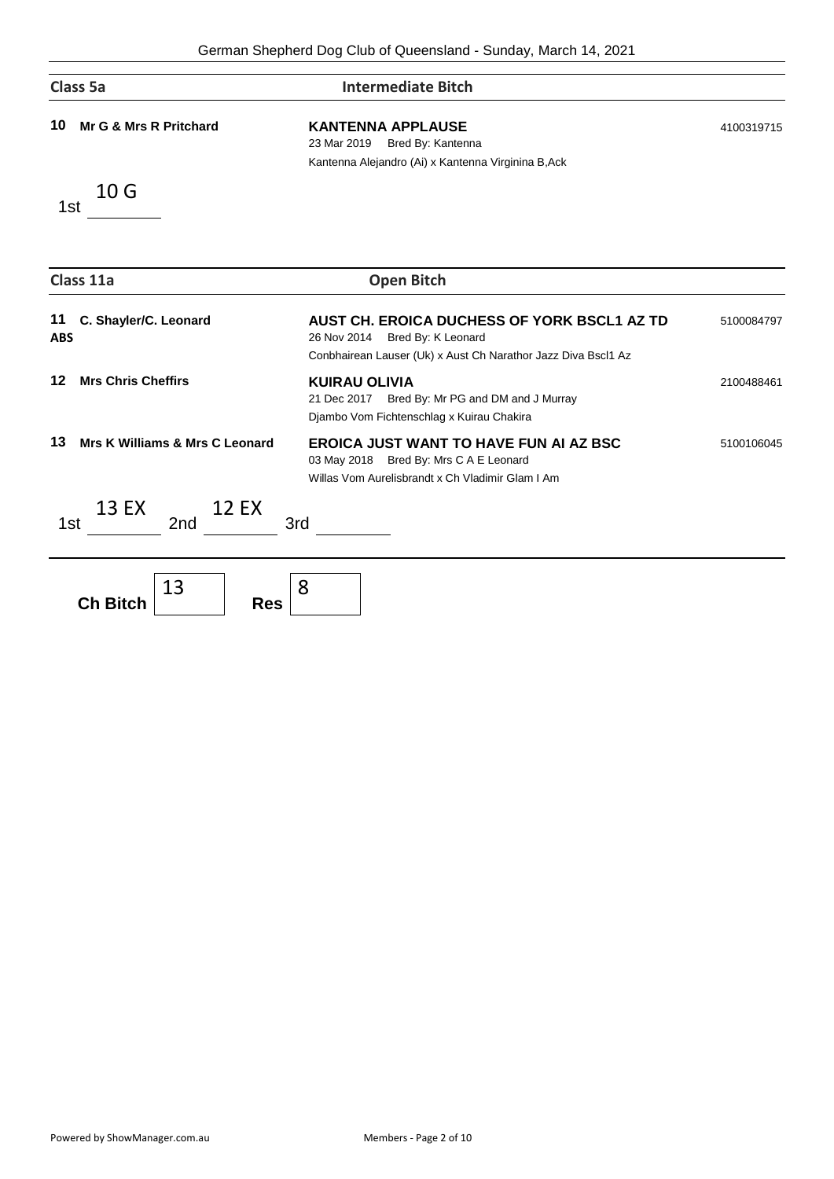German Shepherd Dog Club of Queensland - Sunday, March 14, 2021

## Class 5a — Intermediate Bitch

**10 Mr G & Mrs R Pritchard**

**KANTENNA APPLAUSE** — 4100319715
23 Mar 2019 Bred By: Kantenna
Kantenna Alejandro (Ai) x Kantenna Virginina B,Ack

1st 10 G

## Class 11a — Open Bitch

**11 C. Shayler/C. Leonard**
**ABS**

**AUST CH. EROICA DUCHESS OF YORK BSCL1 AZ TD** — 5100084797
26 Nov 2014 Bred By: K Leonard
Conbhairean Lauser (Uk) x Aust Ch Narathor Jazz Diva Bscl1 Az

**12 Mrs Chris Cheffirs**

**KUIRAU OLIVIA** — 2100488461
21 Dec 2017 Bred By: Mr PG and DM and J Murray
Djambo Vom Fichtenschlag x Kuirau Chakira

**13 Mrs K Williams & Mrs C Leonard**

**EROICA JUST WANT TO HAVE FUN AI AZ BSC** — 5100106045
03 May 2018 Bred By: Mrs C A E Leonard
Willas Vom Aurelisbrandt x Ch Vladimir Glam I Am

1st 13 EX 2nd 12 EX 3rd

**Ch Bitch** 13 **Res** 8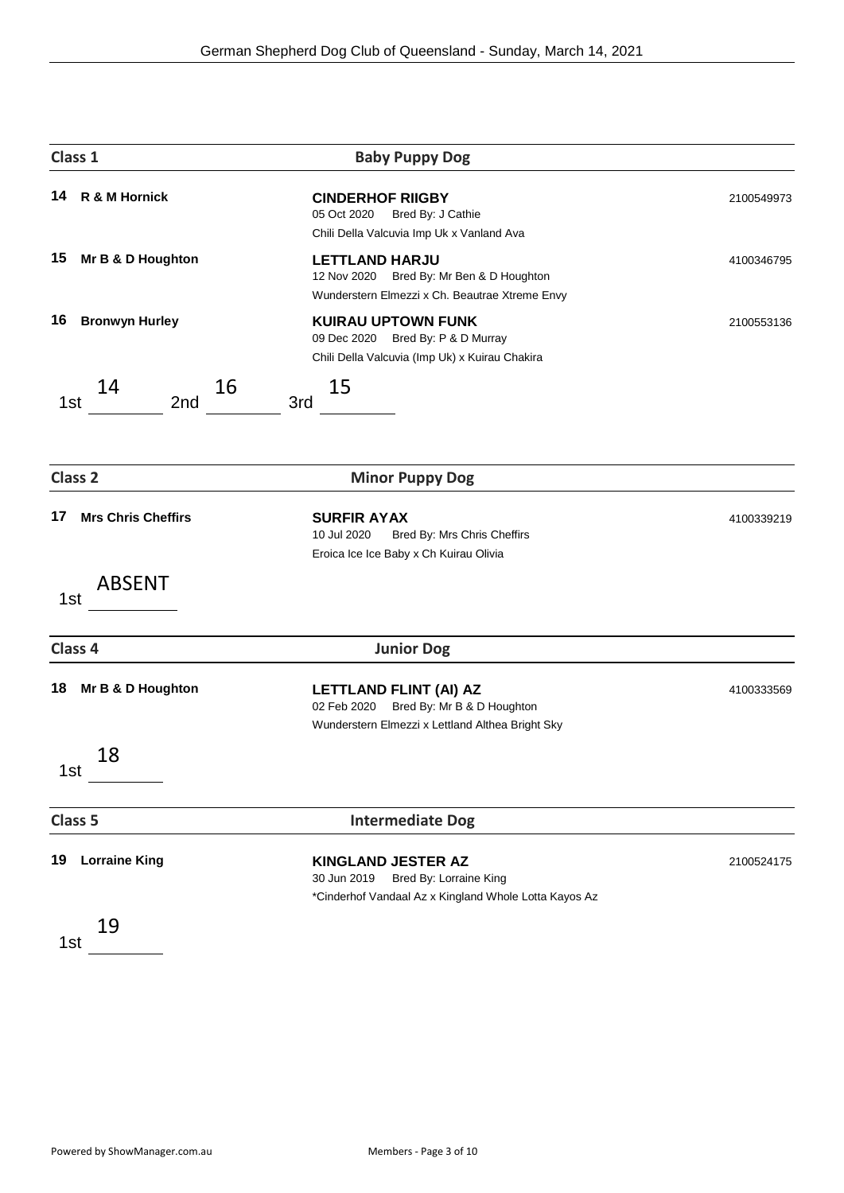## Class 1 — Baby Puppy Dog

**14 R & M Hornick**
**CINDERHOF RIIGBY** — 2100549973
05 Oct 2020 Bred By: J Cathie
Chili Della Valcuvia Imp Uk x Vanland Ava

**15 Mr B & D Houghton**
**LETTLAND HARJU** — 4100346795
12 Nov 2020 Bred By: Mr Ben & D Houghton
Wunderstern Elmezzi x Ch. Beautrae Xtreme Envy

**16 Bronwyn Hurley**
**KUIRAU UPTOWN FUNK** — 2100553136
09 Dec 2020 Bred By: P & D Murray
Chili Della Valcuvia (Imp Uk) x Kuirau Chakira

1st 14 2nd 16 3rd 15

## Class 2 — Minor Puppy Dog

**17 Mrs Chris Cheffirs**
**SURFIR AYAX** — 4100339219
10 Jul 2020 Bred By: Mrs Chris Cheffirs
Eroica Ice Ice Baby x Ch Kuirau Olivia

1st ABSENT

## Class 4 — Junior Dog

**18 Mr B & D Houghton**
**LETTLAND FLINT (AI) AZ** — 4100333569
02 Feb 2020 Bred By: Mr B & D Houghton
Wunderstern Elmezzi x Lettland Althea Bright Sky

1st 18

## Class 5 — Intermediate Dog

**19 Lorraine King**
**KINGLAND JESTER AZ** — 2100524175
30 Jun 2019 Bred By: Lorraine King
*Cinderhof Vandaal Az x Kingland Whole Lotta Kayos Az

1st 19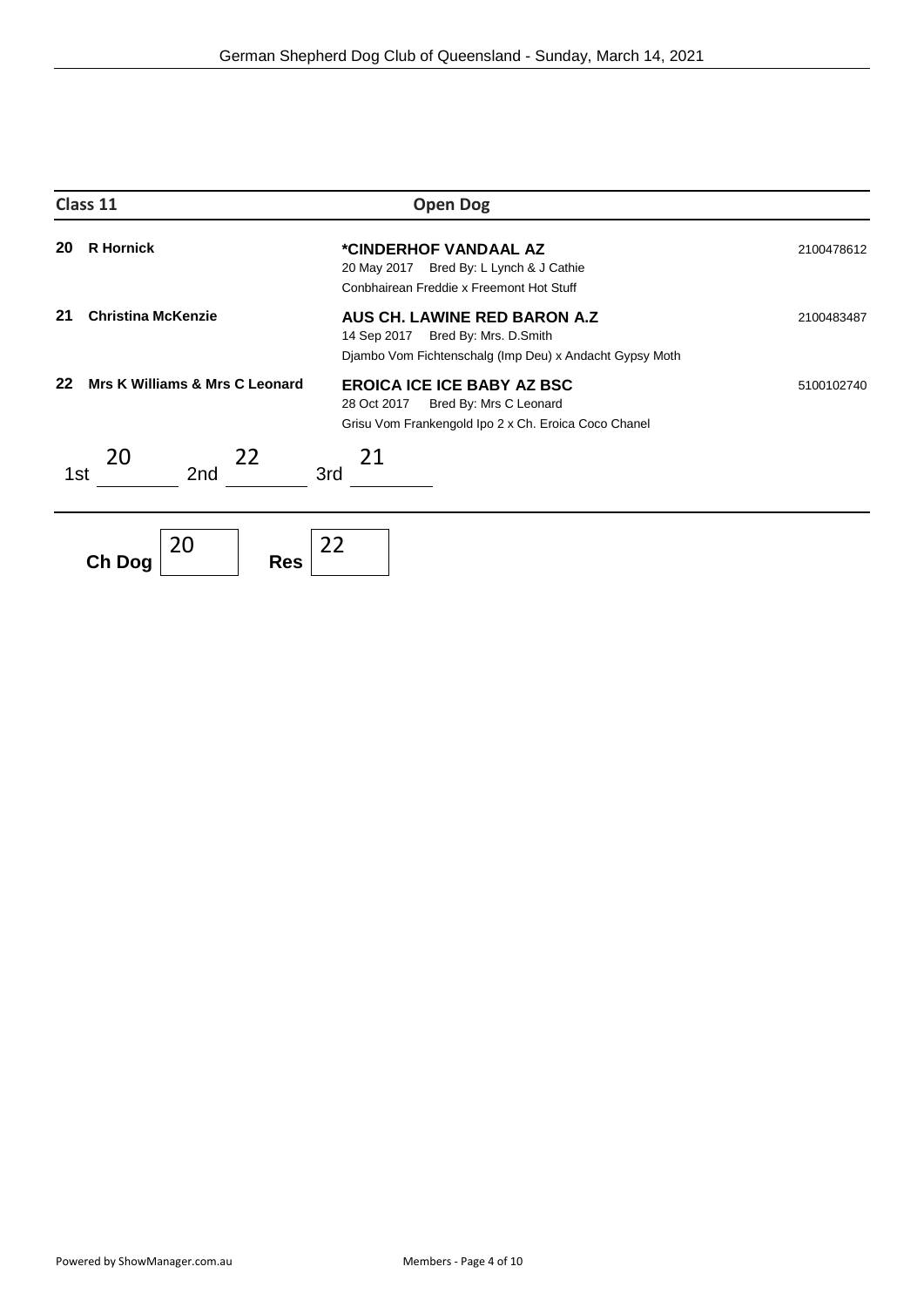## Class 11 — Open Dog

**20** **R Hornick**
**\*CINDERHOF VANDAAL AZ** — 2100478612
20 May 2017 Bred By: L Lynch & J Cathie
Conbhairean Freddie x Freemont Hot Stuff

**21** **Christina McKenzie**
**AUS CH. LAWINE RED BARON A.Z** — 2100483487
14 Sep 2017 Bred By: Mrs. D.Smith
Djambo Vom Fichtenschalg (Imp Deu) x Andacht Gypsy Moth

**22** **Mrs K Williams & Mrs C Leonard**
**EROICA ICE ICE BABY AZ BSC** — 5100102740
28 Oct 2017 Bred By: Mrs C Leonard
Grisu Vom Frankengold Ipo 2 x Ch. Eroica Coco Chanel

1st 20 2nd 22 3rd 21

**Ch Dog** 20 **Res** 22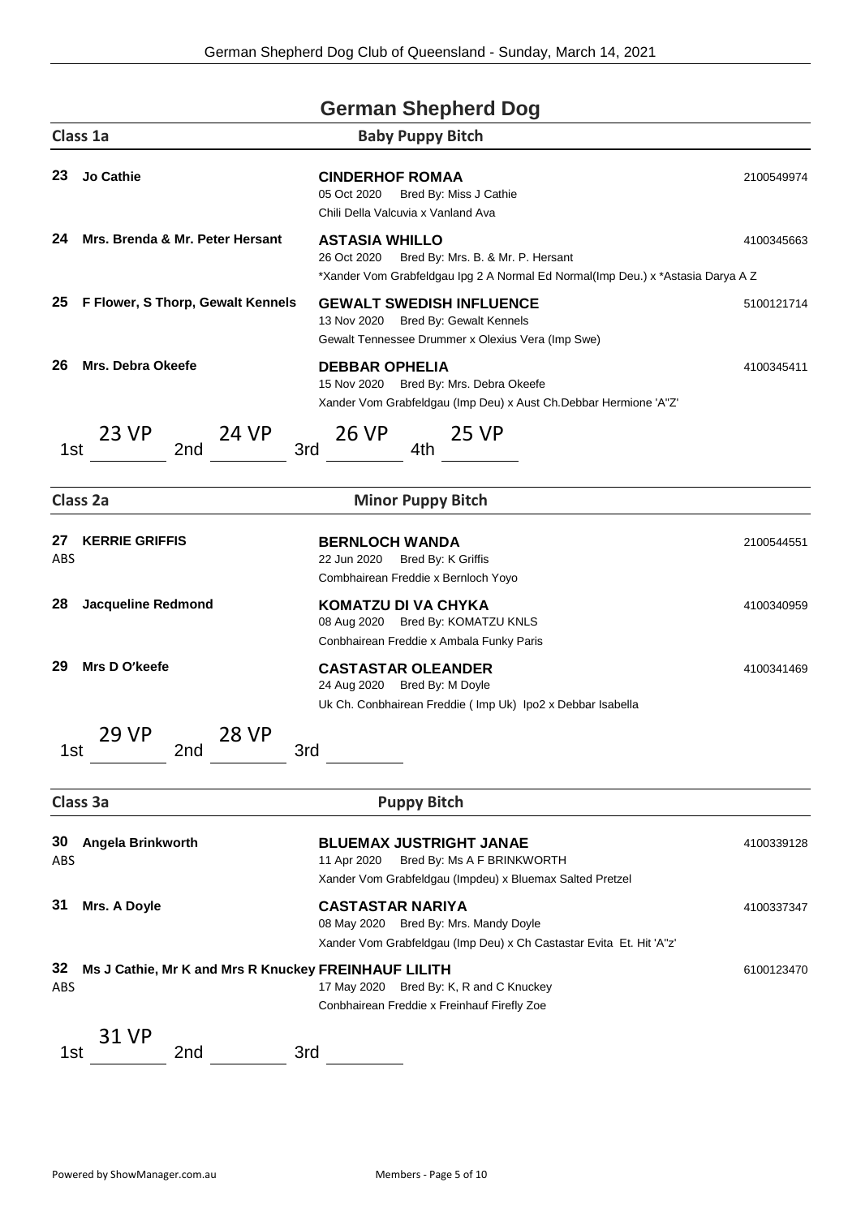# German Shepherd Dog

## Class 1a — Baby Puppy Bitch

**23 Jo Cathie**
**CINDERHOF ROMAA** — 2100549974
05 Oct 2020 Bred By: Miss J Cathie
Chili Della Valcuvia x Vanland Ava

**24 Mrs. Brenda & Mr. Peter Hersant**
**ASTASIA WHILLO** — 4100345663
26 Oct 2020 Bred By: Mrs. B. & Mr. P. Hersant
*Xander Vom Grabfeldgau Ipg 2 A Normal Ed Normal(Imp Deu.) x *Astasia Darya A Z

**25 F Flower, S Thorp, Gewalt Kennels**
**GEWALT SWEDISH INFLUENCE** — 5100121714
13 Nov 2020 Bred By: Gewalt Kennels
Gewalt Tennessee Drummer x Olexius Vera (Imp Swe)

**26 Mrs. Debra Okeefe**
**DEBBAR OPHELIA** — 4100345411
15 Nov 2020 Bred By: Mrs. Debra Okeefe
Xander Vom Grabfeldgau (Imp Deu) x Aust Ch.Debbar Hermione 'A"Z'

1st 23 VP 2nd 24 VP 3rd 26 VP 4th 25 VP

## Class 2a — Minor Puppy Bitch

**27 KERRIE GRIFFIS** (ABS)
**BERNLOCH WANDA** — 2100544551
22 Jun 2020 Bred By: K Griffis
Combhairean Freddie x Bernloch Yoyo

**28 Jacqueline Redmond**
**KOMATZU DI VA CHYKA** — 4100340959
08 Aug 2020 Bred By: KOMATZU KNLS
Conbhairean Freddie x Ambala Funky Paris

**29 Mrs D O'keefe**
**CASTASTAR OLEANDER** — 4100341469
24 Aug 2020 Bred By: M Doyle
Uk Ch. Conbhairean Freddie ( Imp Uk) Ipo2 x Debbar Isabella

1st 29 VP 2nd 28 VP 3rd

## Class 3a — Puppy Bitch

**30 Angela Brinkworth** (ABS)
**BLUEMAX JUSTRIGHT JANAE** — 4100339128
11 Apr 2020 Bred By: Ms A F BRINKWORTH
Xander Vom Grabfeldgau (Impdeu) x Bluemax Salted Pretzel

**31 Mrs. A Doyle**
**CASTASTAR NARIYA** — 4100337347
08 May 2020 Bred By: Mrs. Mandy Doyle
Xander Vom Grabfeldgau (Imp Deu) x Ch Castastar Evita Et. Hit 'A"z'

**32 Ms J Cathie, Mr K and Mrs R Knuckey** (ABS)
**FREINHAUF LILITH** — 6100123470
17 May 2020 Bred By: K, R and C Knuckey
Conbhairean Freddie x Freinhauf Firefly Zoe

1st 31 VP 2nd 3rd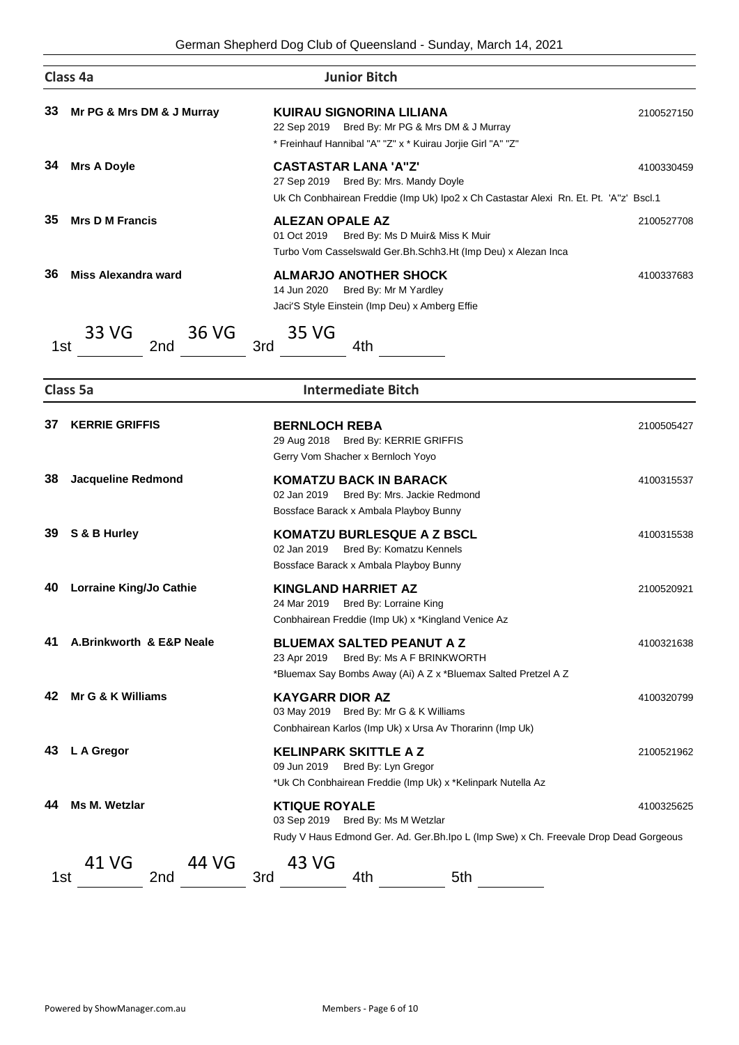## Class 4a — Junior Bitch

**33** Mr PG & Mrs DM & J Murray
**KUIRAU SIGNORINA LILIANA** — 2100527150
22 Sep 2019 Bred By: Mr PG & Mrs DM & J Murray
* Freinhauf Hannibal "A" "Z" x * Kuirau Jorjie Girl "A" "Z"

**34** Mrs A Doyle
**CASTASTAR LANA 'A"Z'** — 4100330459
27 Sep 2019 Bred By: Mrs. Mandy Doyle
Uk Ch Conbhairean Freddie (Imp Uk) Ipo2 x Ch Castastar Alexi Rn. Et. Pt. 'A"z' Bscl.1

**35** Mrs D M Francis
**ALEZAN OPALE AZ** — 2100527708
01 Oct 2019 Bred By: Ms D Muir& Miss K Muir
Turbo Vom Casselswald Ger.Bh.Schh3.Ht (Imp Deu) x Alezan Inca

**36** Miss Alexandra ward
**ALMARJO ANOTHER SHOCK** — 4100337683
14 Jun 2020 Bred By: Mr M Yardley
Jaci'S Style Einstein (Imp Deu) x Amberg Effie

1st 33 VG 2nd 36 VG 3rd 35 VG 4th

## Class 5a — Intermediate Bitch

**37** KERRIE GRIFFIS
**BERNLOCH REBA** — 2100505427
29 Aug 2018 Bred By: KERRIE GRIFFIS
Gerry Vom Shacher x Bernloch Yoyo

**38** Jacqueline Redmond
**KOMATZU BACK IN BARACK** — 4100315537
02 Jan 2019 Bred By: Mrs. Jackie Redmond
Bossface Barack x Ambala Playboy Bunny

**39** S & B Hurley
**KOMATZU BURLESQUE A Z BSCL** — 4100315538
02 Jan 2019 Bred By: Komatzu Kennels
Bossface Barack x Ambala Playboy Bunny

**40** Lorraine King/Jo Cathie
**KINGLAND HARRIET AZ** — 2100520921
24 Mar 2019 Bred By: Lorraine King
Conbhairean Freddie (Imp Uk) x *Kingland Venice Az

**41** A.Brinkworth & E&P Neale
**BLUEMAX SALTED PEANUT A Z** — 4100321638
23 Apr 2019 Bred By: Ms A F BRINKWORTH
*Bluemax Say Bombs Away (Ai) A Z x *Bluemax Salted Pretzel A Z

**42** Mr G & K Williams
**KAYGARR DIOR AZ** — 4100320799
03 May 2019 Bred By: Mr G & K Williams
Conbhairean Karlos (Imp Uk) x Ursa Av Thorarinn (Imp Uk)

**43** L A Gregor
**KELINPARK SKITTLE A Z** — 2100521962
09 Jun 2019 Bred By: Lyn Gregor
*Uk Ch Conbhairean Freddie (Imp Uk) x *Kelinpark Nutella Az

**44** Ms M. Wetzlar
**KTIQUE ROYALE** — 4100325625
03 Sep 2019 Bred By: Ms M Wetzlar
Rudy V Haus Edmond Ger. Ad. Ger.Bh.Ipo L (Imp Swe) x Ch. Freevale Drop Dead Gorgeous

1st 41 VG 2nd 44 VG 3rd 43 VG 4th 5th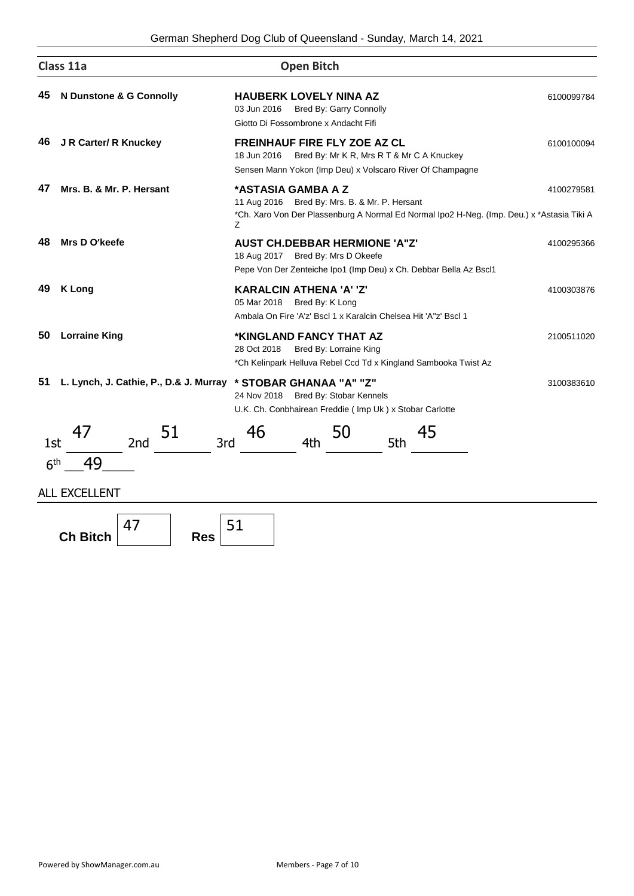## Class 11a — Open Bitch

**45 N Dunstone & G Connolly**
**HAUBERK LOVELY NINA AZ** — 6100099784
03 Jun 2016 Bred By: Garry Connolly
Giotto Di Fossombrone x Andacht Fifi

**46 J R Carter/ R Knuckey**
**FREINHAUF FIRE FLY ZOE AZ CL** — 6100100094
18 Jun 2016 Bred By: Mr K R, Mrs R T & Mr C A Knuckey
Sensen Mann Yokon (Imp Deu) x Volscaro River Of Champagne

**47 Mrs. B. & Mr. P. Hersant**
**\*ASTASIA GAMBA A Z** — 4100279581
11 Aug 2016 Bred By: Mrs. B. & Mr. P. Hersant
\*Ch. Xaro Von Der Plassenburg A Normal Ed Normal Ipo2 H-Neg. (Imp. Deu.) x \*Astasia Tiki A Z

**48 Mrs D O'keefe**
**AUST CH.DEBBAR HERMIONE 'A"Z'** — 4100295366
18 Aug 2017 Bred By: Mrs D Okeefe
Pepe Von Der Zenteiche Ipo1 (Imp Deu) x Ch. Debbar Bella Az Bscl1

**49 K Long**
**KARALCIN ATHENA 'A' 'Z'** — 4100303876
05 Mar 2018 Bred By: K Long
Ambala On Fire 'A'z' Bscl 1 x Karalcin Chelsea Hit 'A"z' Bscl 1

**50 Lorraine King**
**\*KINGLAND FANCY THAT AZ** — 2100511020
28 Oct 2018 Bred By: Lorraine King
\*Ch Kelinpark Helluva Rebel Ccd Td x Kingland Sambooka Twist Az

**51 L. Lynch, J. Cathie, P., D.& J. Murray**
**\* STOBAR GHANAA "A" "Z"** — 3100383610
24 Nov 2018 Bred By: Stobar Kennels
U.K. Ch. Conbhairean Freddie ( Imp Uk ) x Stobar Carlotte

1st 47 2nd 51 3rd 46 4th 50 5th 45
6th 49

ALL EXCELLENT

**Ch Bitch** 47 **Res** 51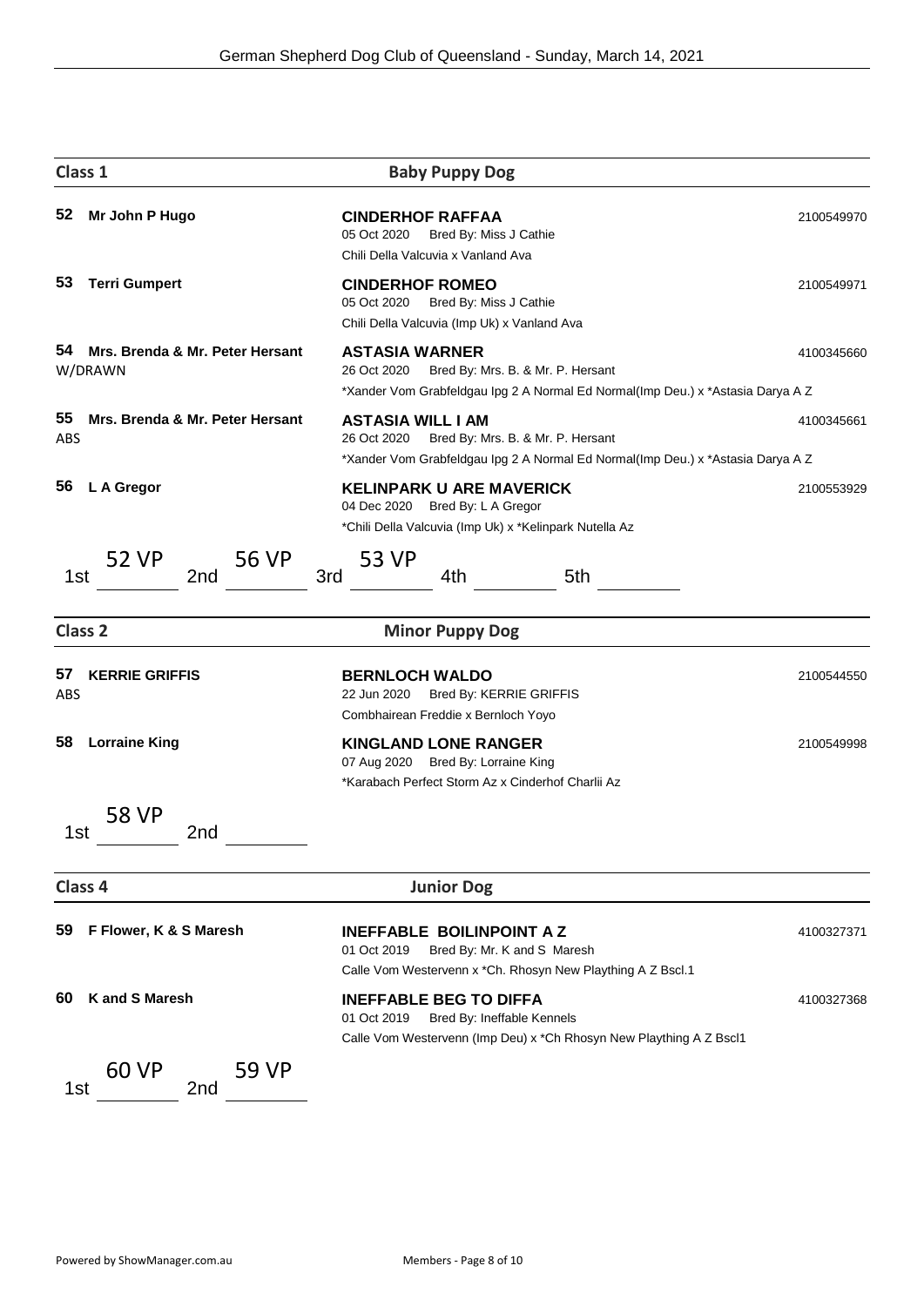## Class 1 — Baby Puppy Dog

**52 Mr John P Hugo**
**CINDERHOF RAFFAA** — 2100549970
05 Oct 2020 Bred By: Miss J Cathie
Chili Della Valcuvia x Vanland Ava

**53 Terri Gumpert**
**CINDERHOF ROMEO** — 2100549971
05 Oct 2020 Bred By: Miss J Cathie
Chili Della Valcuvia (Imp Uk) x Vanland Ava

**54 Mrs. Brenda & Mr. Peter Hersant**
W/DRAWN
**ASTASIA WARNER** — 4100345660
26 Oct 2020 Bred By: Mrs. B. & Mr. P. Hersant
*Xander Vom Grabfeldgau Ipg 2 A Normal Ed Normal(Imp Deu.) x *Astasia Darya A Z

**55 Mrs. Brenda & Mr. Peter Hersant**
ABS
**ASTASIA WILL I AM** — 4100345661
26 Oct 2020 Bred By: Mrs. B. & Mr. P. Hersant
*Xander Vom Grabfeldgau Ipg 2 A Normal Ed Normal(Imp Deu.) x *Astasia Darya A Z

**56 L A Gregor**
**KELINPARK U ARE MAVERICK** — 2100553929
04 Dec 2020 Bred By: L A Gregor
*Chili Della Valcuvia (Imp Uk) x *Kelinpark Nutella Az

1st 52 VP 2nd 56 VP 3rd 53 VP 4th ____ 5th ____

## Class 2 — Minor Puppy Dog

**57 KERRIE GRIFFIS**
ABS
**BERNLOCH WALDO** — 2100544550
22 Jun 2020 Bred By: KERRIE GRIFFIS
Combhairean Freddie x Bernloch Yoyo

**58 Lorraine King**
**KINGLAND LONE RANGER** — 2100549998
07 Aug 2020 Bred By: Lorraine King
*Karabach Perfect Storm Az x Cinderhof Charlii Az

1st 58 VP 2nd ____

## Class 4 — Junior Dog

**59 F Flower, K & S Maresh**
**INEFFABLE BOILINPOINT A Z** — 4100327371
01 Oct 2019 Bred By: Mr. K and S Maresh
Calle Vom Westervenn x *Ch. Rhosyn New Plaything A Z Bscl.1

**60 K and S Maresh**
**INEFFABLE BEG TO DIFFA** — 4100327368
01 Oct 2019 Bred By: Ineffable Kennels
Calle Vom Westervenn (Imp Deu) x *Ch Rhosyn New Plaything A Z Bscl1

1st 60 VP 2nd 59 VP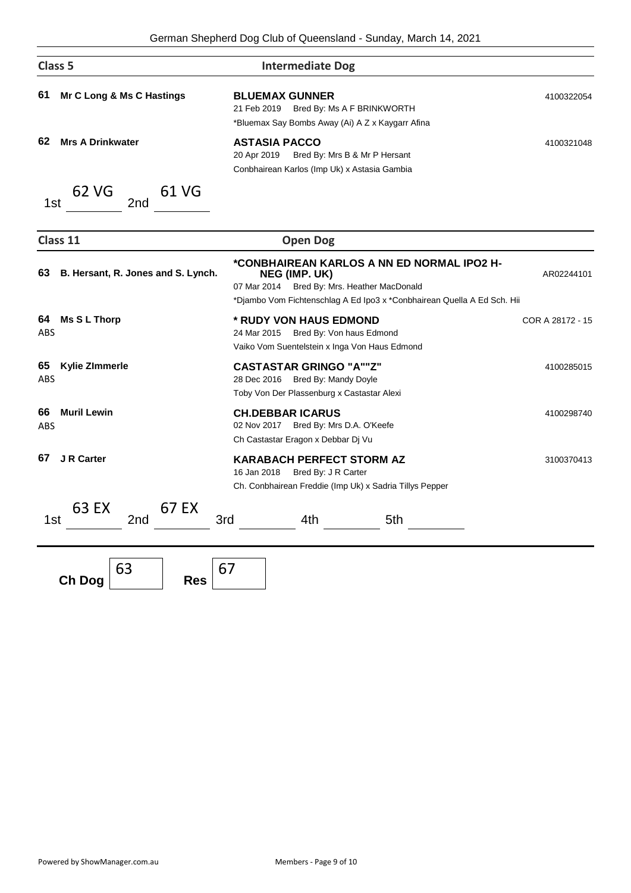## Class 5 — Intermediate Dog

**61 Mr C Long & Ms C Hastings**
**BLUEMAX GUNNER** — 4100322054
21 Feb 2019 Bred By: Ms A F BRINKWORTH
*Bluemax Say Bombs Away (Ai) A Z x Kaygarr Afina

**62 Mrs A Drinkwater**
**ASTASIA PACCO** — 4100321048
20 Apr 2019 Bred By: Mrs B & Mr P Hersant
Conbhairean Karlos (Imp Uk) x Astasia Gambia

1st 62 VG 2nd 61 VG

## Class 11 — Open Dog

**63 B. Hersant, R. Jones and S. Lynch.**
***CONBHAIREAN KARLOS A NN ED NORMAL IPO2 H-NEG (IMP. UK)** — AR02244101
07 Mar 2014 Bred By: Mrs. Heather MacDonald
*Djambo Vom Fichtenschlag A Ed Ipo3 x *Conbhairean Quella A Ed Sch. Hii

**64 Ms S L Thorp** ABS
*** RUDY VON HAUS EDMOND** — COR A 28172 - 15
24 Mar 2015 Bred By: Von haus Edmond
Vaiko Vom Suentelstein x Inga Von Haus Edmond

**65 Kylie ZImmerle** ABS
**CASTASTAR GRINGO "A""Z"** — 4100285015
28 Dec 2016 Bred By: Mandy Doyle
Toby Von Der Plassenburg x Castastar Alexi

**66 Muril Lewin** ABS
**CH.DEBBAR ICARUS** — 4100298740
02 Nov 2017 Bred By: Mrs D.A. O'Keefe
Ch Castastar Eragon x Debbar Dj Vu

**67 J R Carter**
**KARABACH PERFECT STORM AZ** — 3100370413
16 Jan 2018 Bred By: J R Carter
Ch. Conbhairean Freddie (Imp Uk) x Sadria Tillys Pepper

1st 63 EX 2nd 67 EX 3rd ____ 4th ____ 5th ____

**Ch Dog** 63 **Res** 67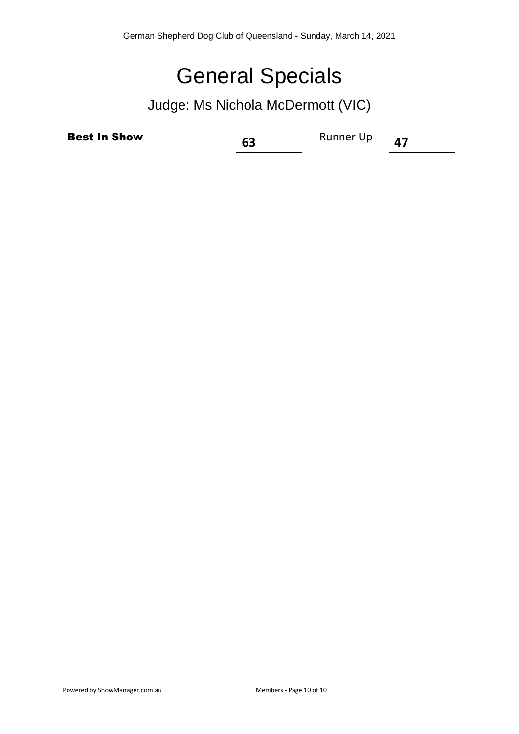# General Specials

## Judge: Ms Nichola McDermott (VIC)

**Best In Show** **63** Runner Up **47**